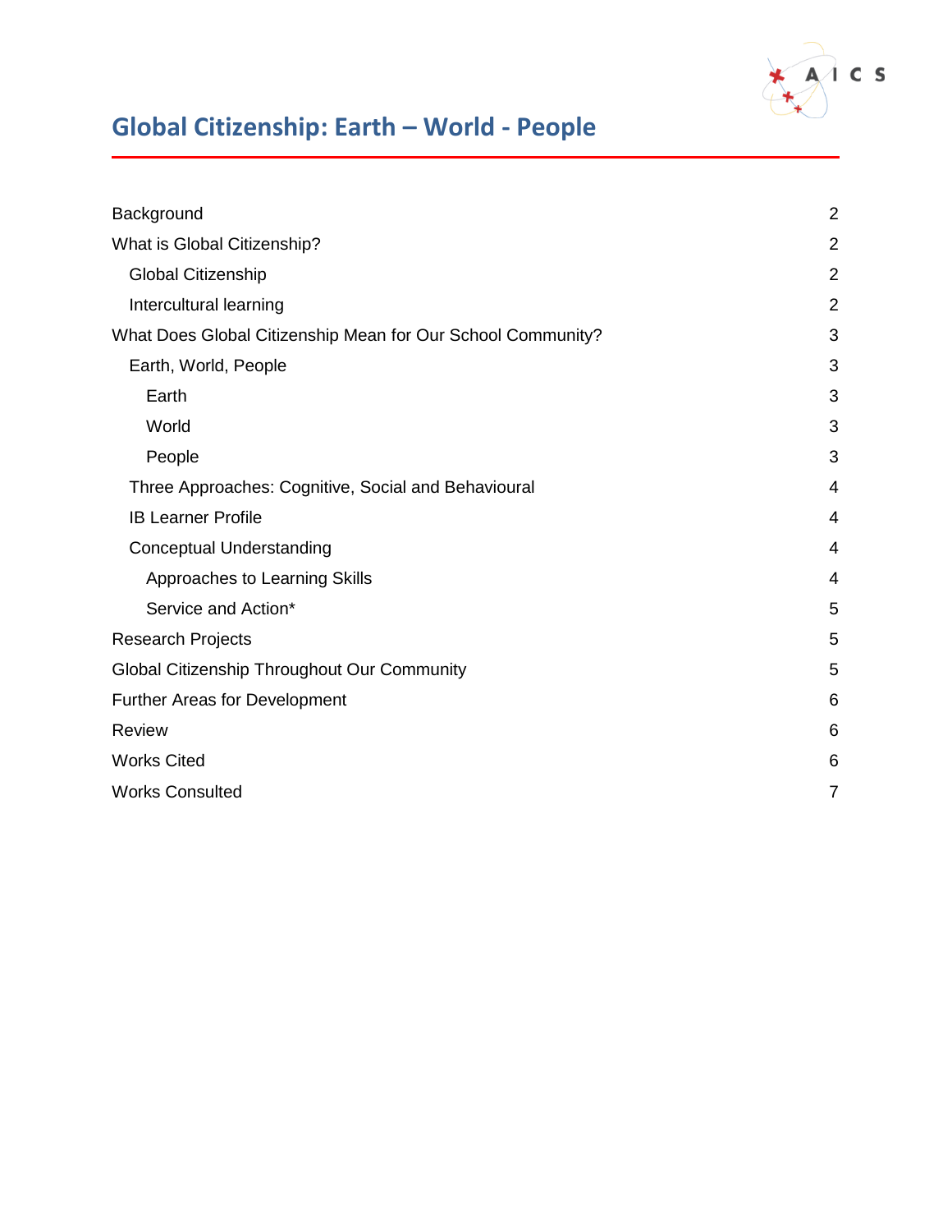# Global Citizenship: Earth – World - People

| | |
|---|---|
| Background | 2 |
| What is Global Citizenship? | 2 |
| Global Citizenship | 2 |
| Intercultural learning | 2 |
| What Does Global Citizenship Mean for Our School Community? | 3 |
| Earth, World, People | 3 |
| Earth | 3 |
| World | 3 |
| People | 3 |
| Three Approaches: Cognitive, Social and Behavioural | 4 |
| IB Learner Profile | 4 |
| Conceptual Understanding | 4 |
| Approaches to Learning Skills | 4 |
| Service and Action* | 5 |
| Research Projects | 5 |
| Global Citizenship Throughout Our Community | 5 |
| Further Areas for Development | 6 |
| Review | 6 |
| Works Cited | 6 |
| Works Consulted | 7 |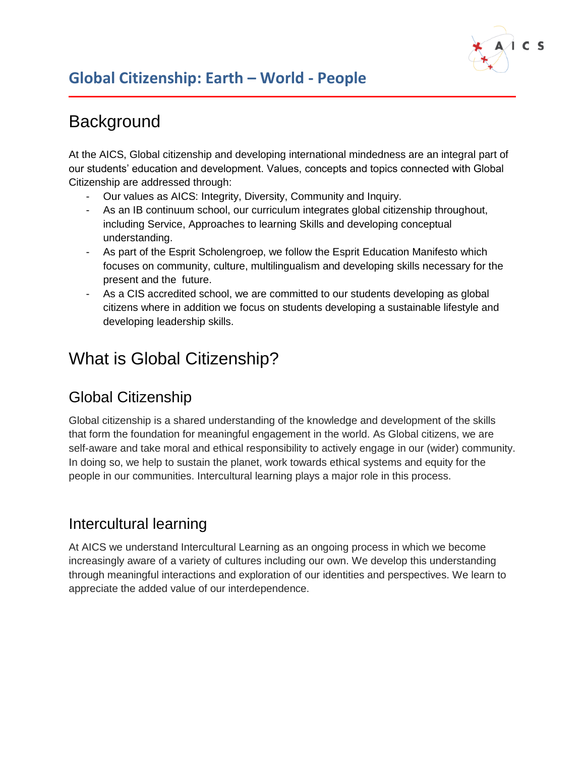# Global Citizenship: Earth – World - People

## Background

At the AICS, Global citizenship and developing international mindedness are an integral part of our students' education and development. Values, concepts and topics connected with Global Citizenship are addressed through:

- Our values as AICS: Integrity, Diversity, Community and Inquiry.
- As an IB continuum school, our curriculum integrates global citizenship throughout, including Service, Approaches to learning Skills and developing conceptual understanding.
- As part of the Esprit Scholengroep, we follow the Esprit Education Manifesto which focuses on community, culture, multilingualism and developing skills necessary for the present and the future.
- As a CIS accredited school, we are committed to our students developing as global citizens where in addition we focus on students developing a sustainable lifestyle and developing leadership skills.

## What is Global Citizenship?

### Global Citizenship

Global citizenship is a shared understanding of the knowledge and development of the skills that form the foundation for meaningful engagement in the world. As Global citizens, we are self-aware and take moral and ethical responsibility to actively engage in our (wider) community. In doing so, we help to sustain the planet, work towards ethical systems and equity for the people in our communities. Intercultural learning plays a major role in this process.

### Intercultural learning

At AICS we understand Intercultural Learning as an ongoing process in which we become increasingly aware of a variety of cultures including our own. We develop this understanding through meaningful interactions and exploration of our identities and perspectives. We learn to appreciate the added value of our interdependence.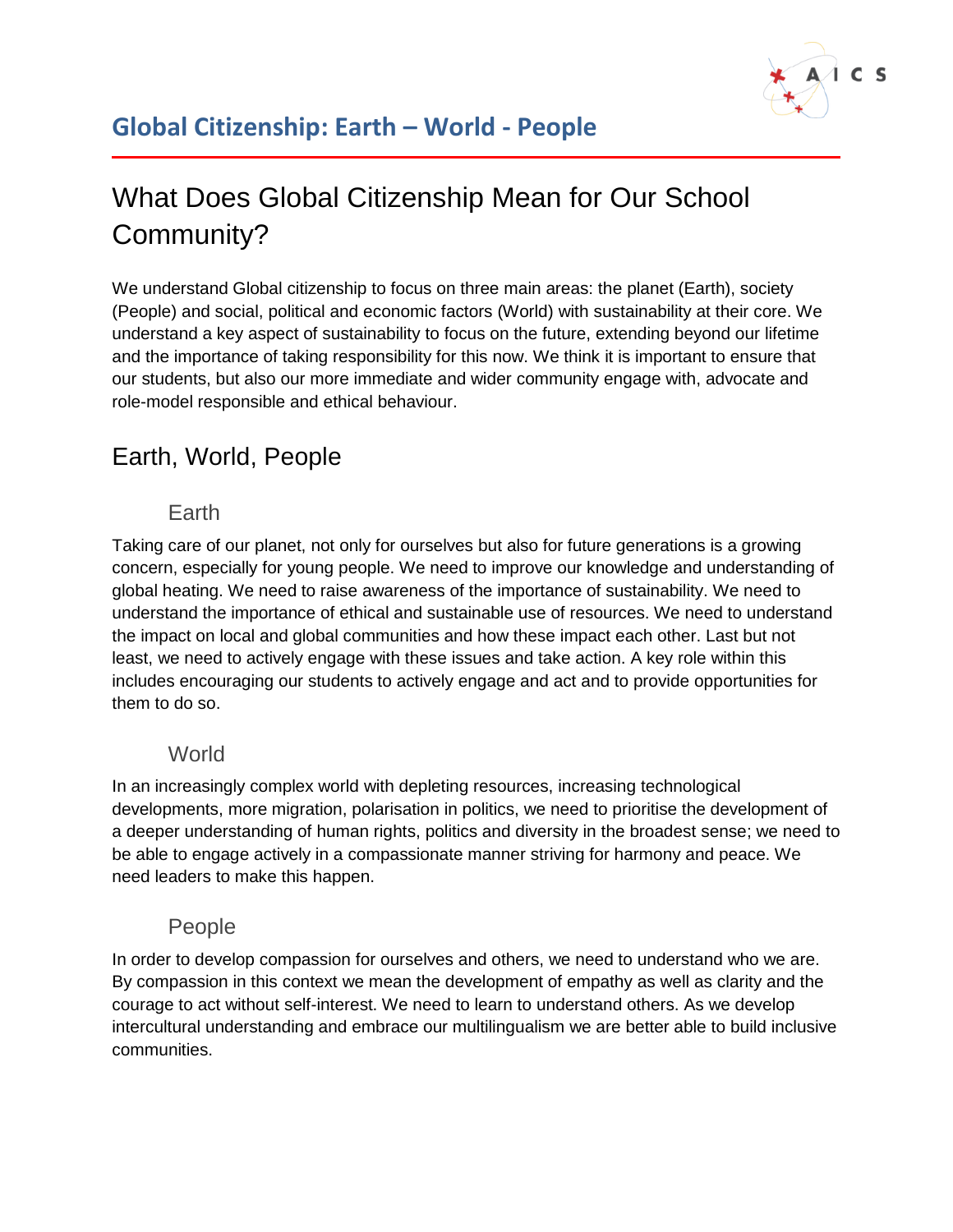# What Does Global Citizenship Mean for Our School Community?

We understand Global citizenship to focus on three main areas: the planet (Earth), society (People) and social, political and economic factors (World) with sustainability at their core. We understand a key aspect of sustainability to focus on the future, extending beyond our lifetime and the importance of taking responsibility for this now. We think it is important to ensure that our students, but also our more immediate and wider community engage with, advocate and role-model responsible and ethical behaviour.

## Earth, World, People

### Earth

Taking care of our planet, not only for ourselves but also for future generations is a growing concern, especially for young people. We need to improve our knowledge and understanding of global heating. We need to raise awareness of the importance of sustainability. We need to understand the importance of ethical and sustainable use of resources. We need to understand the impact on local and global communities and how these impact each other. Last but not least, we need to actively engage with these issues and take action. A key role within this includes encouraging our students to actively engage and act and to provide opportunities for them to do so.

### World

In an increasingly complex world with depleting resources, increasing technological developments, more migration, polarisation in politics, we need to prioritise the development of a deeper understanding of human rights, politics and diversity in the broadest sense; we need to be able to engage actively in a compassionate manner striving for harmony and peace. We need leaders to make this happen.

### People

In order to develop compassion for ourselves and others, we need to understand who we are. By compassion in this context we mean the development of empathy as well as clarity and the courage to act without self-interest. We need to learn to understand others. As we develop intercultural understanding and embrace our multilingualism we are better able to build inclusive communities.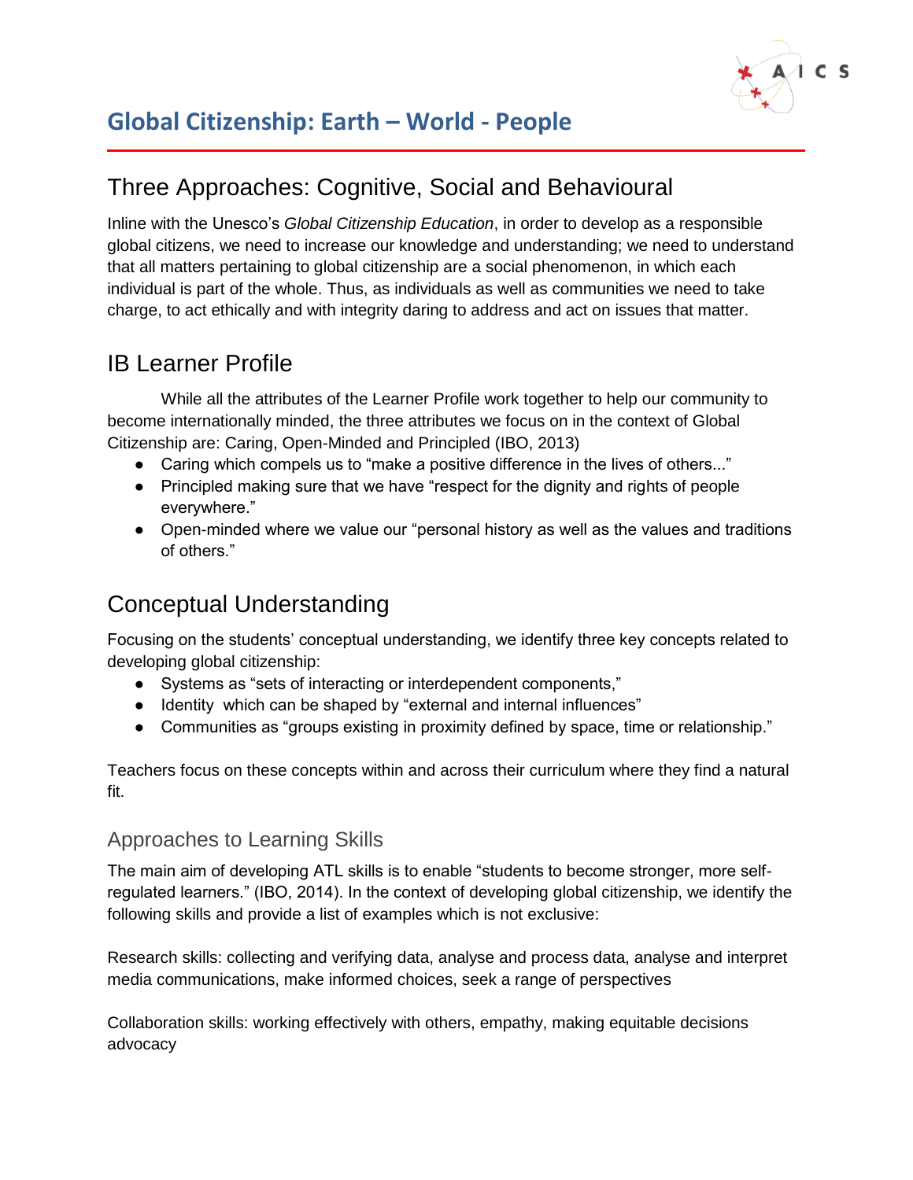# Global Citizenship: Earth – World - People

## Three Approaches: Cognitive, Social and Behavioural

Inline with the Unesco's *Global Citizenship Education*, in order to develop as a responsible global citizens, we need to increase our knowledge and understanding; we need to understand that all matters pertaining to global citizenship are a social phenomenon, in which each individual is part of the whole. Thus, as individuals as well as communities we need to take charge, to act ethically and with integrity daring to address and act on issues that matter.

## IB Learner Profile

While all the attributes of the Learner Profile work together to help our community to become internationally minded, the three attributes we focus on in the context of Global Citizenship are: Caring, Open-Minded and Principled (IBO, 2013)

- Caring which compels us to "make a positive difference in the lives of others..."
- Principled making sure that we have "respect for the dignity and rights of people everywhere."
- Open-minded where we value our "personal history as well as the values and traditions of others."

## Conceptual Understanding

Focusing on the students' conceptual understanding, we identify three key concepts related to developing global citizenship:

- Systems as "sets of interacting or interdependent components,"
- Identity which can be shaped by "external and internal influences"
- Communities as "groups existing in proximity defined by space, time or relationship."

Teachers focus on these concepts within and across their curriculum where they find a natural fit.

### Approaches to Learning Skills

The main aim of developing ATL skills is to enable "students to become stronger, more self-regulated learners." (IBO, 2014). In the context of developing global citizenship, we identify the following skills and provide a list of examples which is not exclusive:

Research skills: collecting and verifying data, analyse and process data, analyse and interpret media communications, make informed choices, seek a range of perspectives

Collaboration skills: working effectively with others, empathy, making equitable decisions advocacy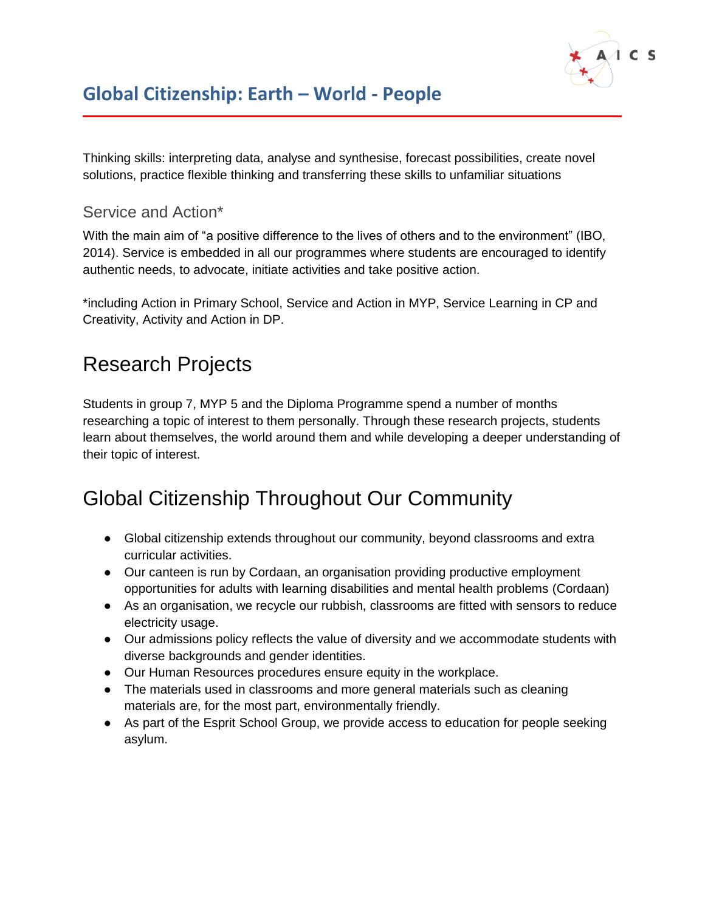## Global Citizenship: Earth – World - People

Thinking skills: interpreting data, analyse and synthesise, forecast possibilities, create novel solutions, practice flexible thinking and transferring these skills to unfamiliar situations

### Service and Action*

With the main aim of "a positive difference to the lives of others and to the environment" (IBO, 2014). Service is embedded in all our programmes where students are encouraged to identify authentic needs, to advocate, initiate activities and take positive action.

*including Action in Primary School, Service and Action in MYP, Service Learning in CP and Creativity, Activity and Action in DP.

## Research Projects

Students in group 7, MYP 5 and the Diploma Programme spend a number of months researching a topic of interest to them personally. Through these research projects, students learn about themselves, the world around them and while developing a deeper understanding of their topic of interest.

## Global Citizenship Throughout Our Community

- Global citizenship extends throughout our community, beyond classrooms and extra curricular activities.
- Our canteen is run by Cordaan, an organisation providing productive employment opportunities for adults with learning disabilities and mental health problems (Cordaan)
- As an organisation, we recycle our rubbish, classrooms are fitted with sensors to reduce electricity usage.
- Our admissions policy reflects the value of diversity and we accommodate students with diverse backgrounds and gender identities.
- Our Human Resources procedures ensure equity in the workplace.
- The materials used in classrooms and more general materials such as cleaning materials are, for the most part, environmentally friendly.
- As part of the Esprit School Group, we provide access to education for people seeking asylum.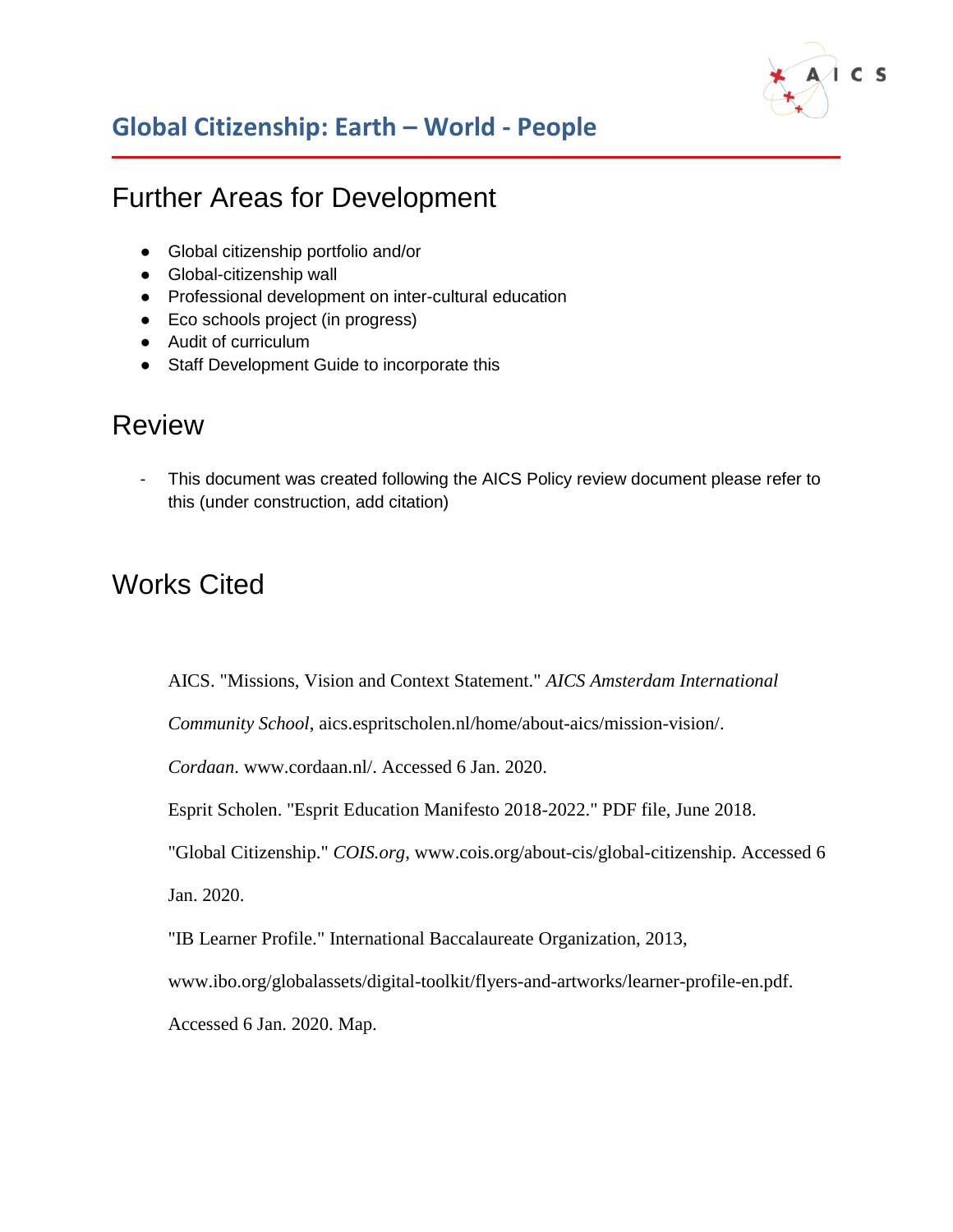## Further Areas for Development

- Global citizenship portfolio and/or
- Global-citizenship wall
- Professional development on inter-cultural education
- Eco schools project (in progress)
- Audit of curriculum
- Staff Development Guide to incorporate this

## Review

- This document was created following the AICS Policy review document please refer to this (under construction, add citation)

## Works Cited

AICS. "Missions, Vision and Context Statement." *AICS Amsterdam International Community School*, aics.espritscholen.nl/home/about-aics/mission-vision/.

*Cordaan*. www.cordaan.nl/. Accessed 6 Jan. 2020.

Esprit Scholen. "Esprit Education Manifesto 2018-2022." PDF file, June 2018.

"Global Citizenship." *COIS.org*, www.cois.org/about-cis/global-citizenship. Accessed 6 Jan. 2020.

"IB Learner Profile." International Baccalaureate Organization, 2013, www.ibo.org/globalassets/digital-toolkit/flyers-and-artworks/learner-profile-en.pdf. Accessed 6 Jan. 2020. Map.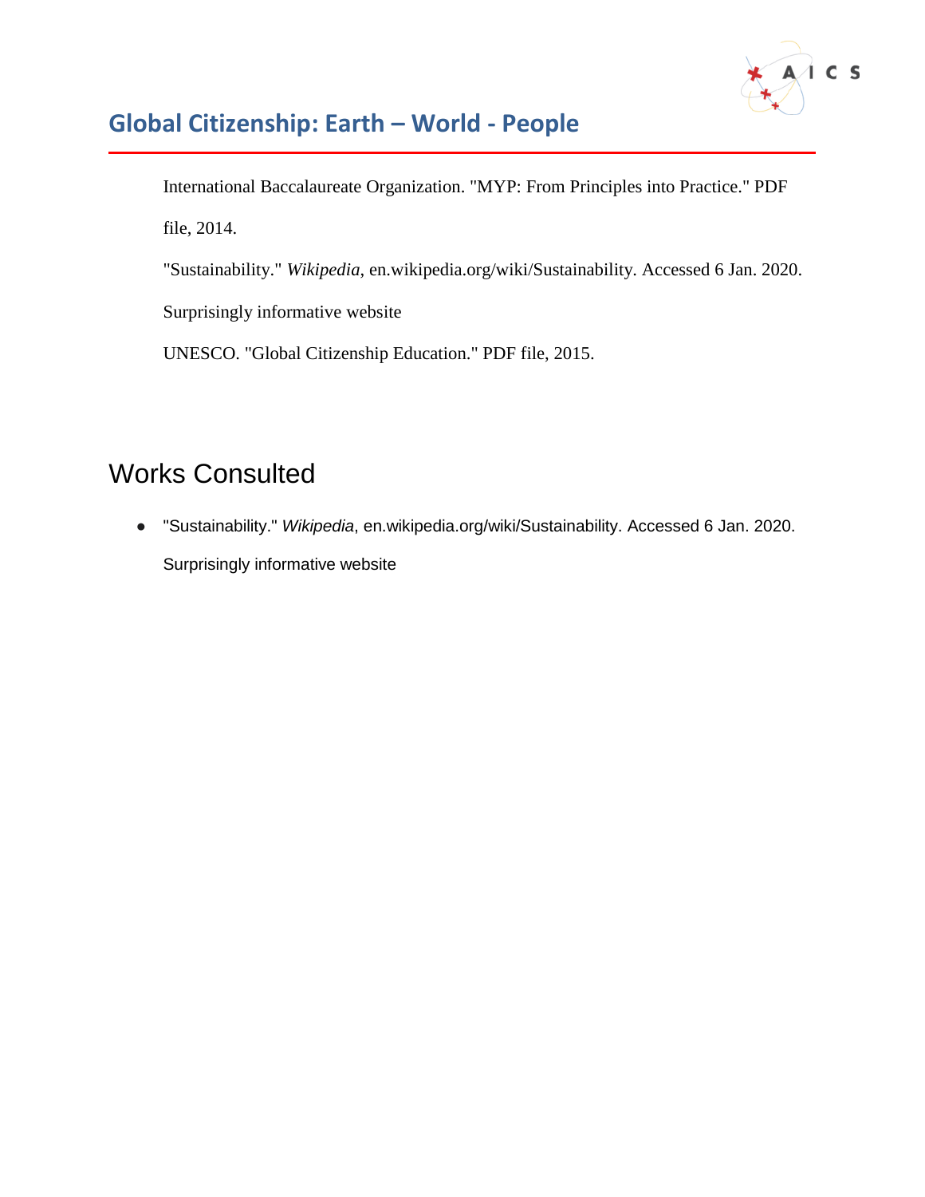International Baccalaureate Organization. "MYP: From Principles into Practice." PDF file, 2014.

"Sustainability." *Wikipedia*, en.wikipedia.org/wiki/Sustainability. Accessed 6 Jan. 2020.

Surprisingly informative website

UNESCO. "Global Citizenship Education." PDF file, 2015.

# Works Consulted

- "Sustainability." *Wikipedia*, en.wikipedia.org/wiki/Sustainability. Accessed 6 Jan. 2020. Surprisingly informative website